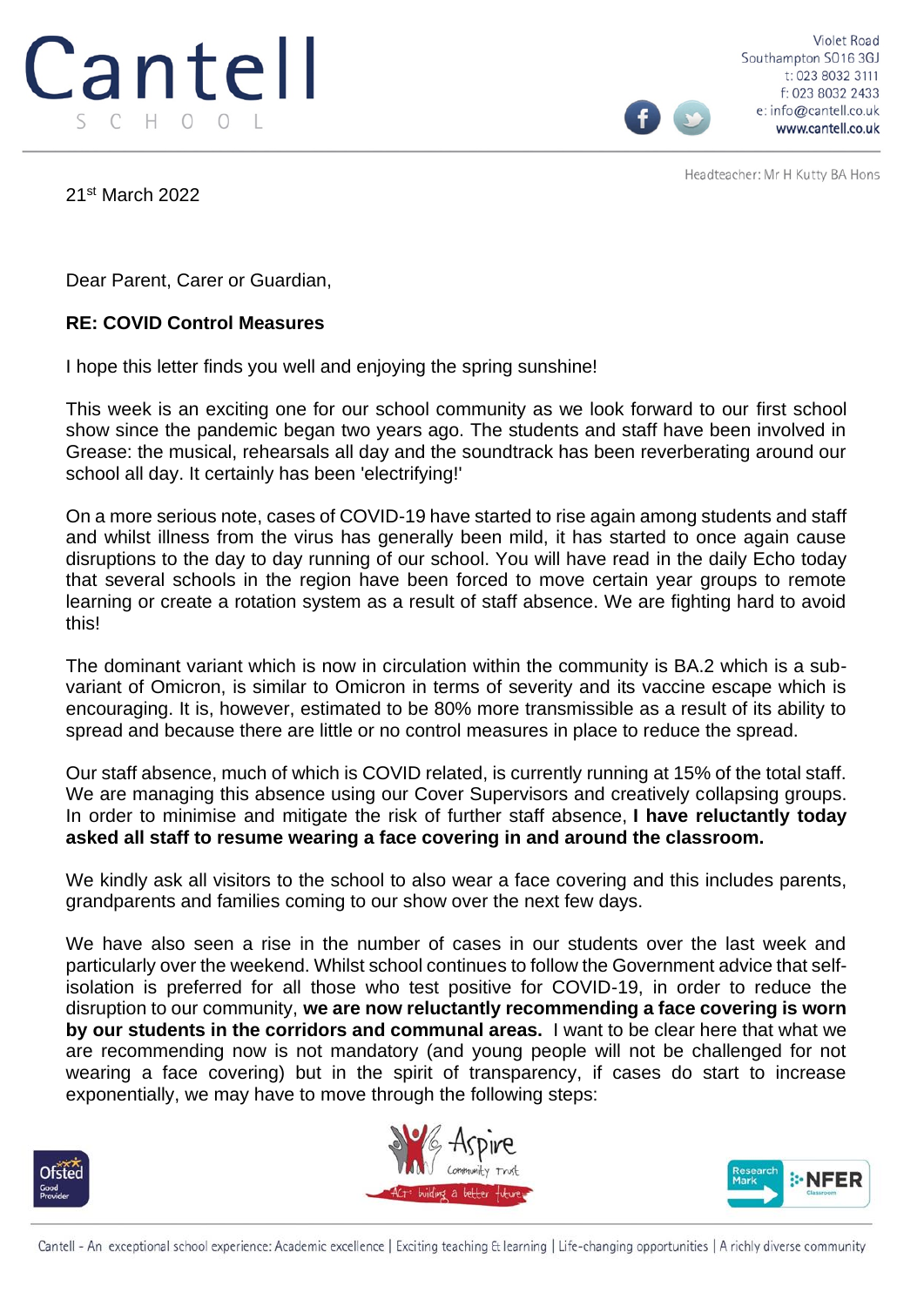Cantell
SCHOOL

Violet Road
Southampton SO16 3GJ
t: 023 8032 3111
f: 023 8032 2433
e: info@cantell.co.uk
www.cantell.co.uk

Headteacher: Mr H Kutty BA Hons

21st March 2022

Dear Parent, Carer or Guardian,

**RE: COVID Control Measures**

I hope this letter finds you well and enjoying the spring sunshine!

This week is an exciting one for our school community as we look forward to our first school show since the pandemic began two years ago. The students and staff have been involved in Grease: the musical, rehearsals all day and the soundtrack has been reverberating around our school all day. It certainly has been 'electrifying!'

On a more serious note, cases of COVID-19 have started to rise again among students and staff and whilst illness from the virus has generally been mild, it has started to once again cause disruptions to the day to day running of our school. You will have read in the daily Echo today that several schools in the region have been forced to move certain year groups to remote learning or create a rotation system as a result of staff absence. We are fighting hard to avoid this!

The dominant variant which is now in circulation within the community is BA.2 which is a sub-variant of Omicron, is similar to Omicron in terms of severity and its vaccine escape which is encouraging. It is, however, estimated to be 80% more transmissible as a result of its ability to spread and because there are little or no control measures in place to reduce the spread.

Our staff absence, much of which is COVID related, is currently running at 15% of the total staff. We are managing this absence using our Cover Supervisors and creatively collapsing groups. In order to minimise and mitigate the risk of further staff absence, **I have reluctantly today asked all staff to resume wearing a face covering in and around the classroom.**

We kindly ask all visitors to the school to also wear a face covering and this includes parents, grandparents and families coming to our show over the next few days.

We have also seen a rise in the number of cases in our students over the last week and particularly over the weekend. Whilst school continues to follow the Government advice that self-isolation is preferred for all those who test positive for COVID-19, in order to reduce the disruption to our community, **we are now reluctantly recommending a face covering is worn by our students in the corridors and communal areas.** I want to be clear here that what we are recommending now is not mandatory (and young people will not be challenged for not wearing a face covering) but in the spirit of transparency, if cases do start to increase exponentially, we may have to move through the following steps:

Cantell - An exceptional school experience: Academic excellence | Exciting teaching & learning | Life-changing opportunities | A richly diverse community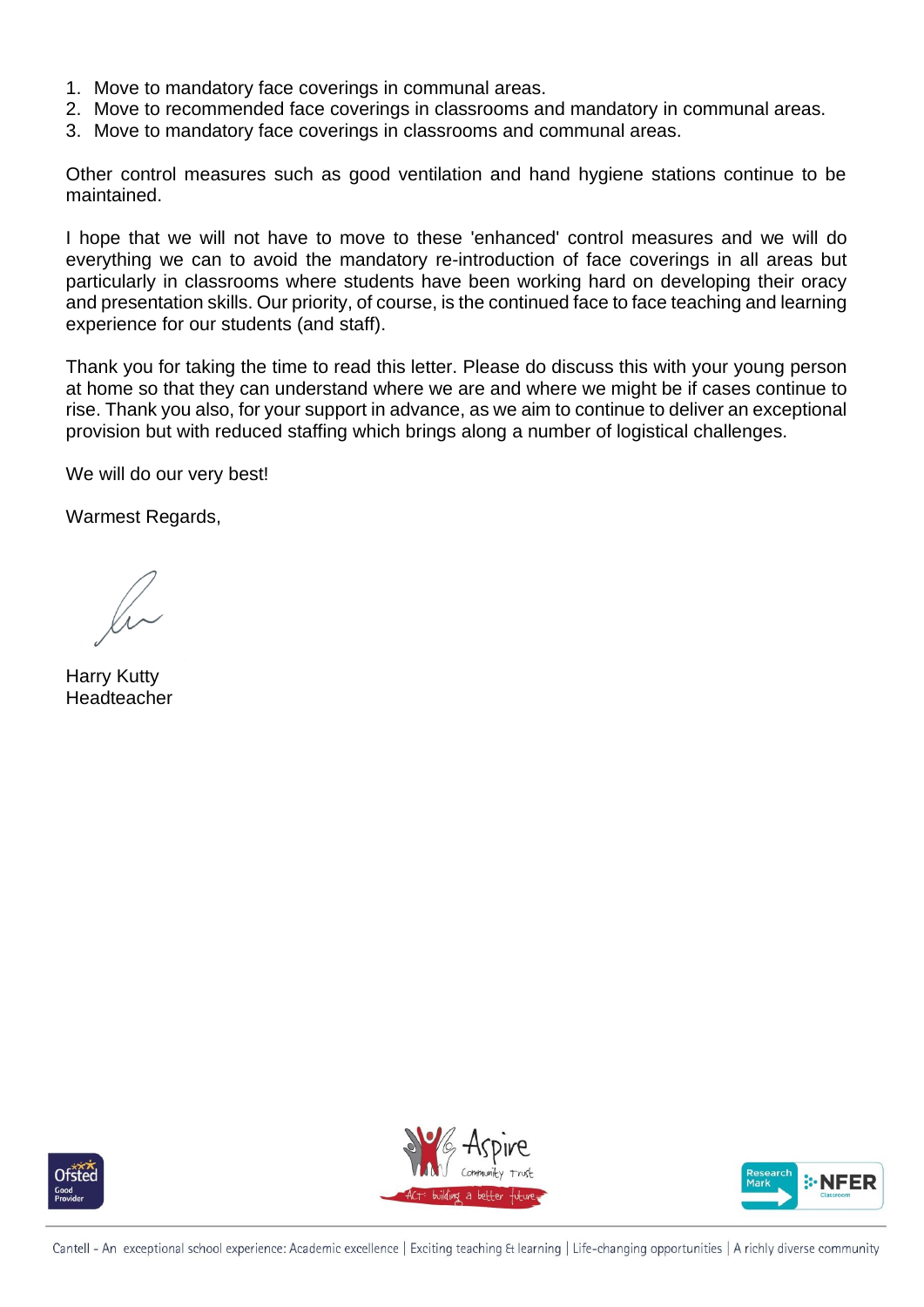1. Move to mandatory face coverings in communal areas.
2. Move to recommended face coverings in classrooms and mandatory in communal areas.
3. Move to mandatory face coverings in classrooms and communal areas.

Other control measures such as good ventilation and hand hygiene stations continue to be maintained.

I hope that we will not have to move to these 'enhanced' control measures and we will do everything we can to avoid the mandatory re-introduction of face coverings in all areas but particularly in classrooms where students have been working hard on developing their oracy and presentation skills. Our priority, of course, is the continued face to face teaching and learning experience for our students (and staff).

Thank you for taking the time to read this letter. Please do discuss this with your young person at home so that they can understand where we are and where we might be if cases continue to rise. Thank you also, for your support in advance, as we aim to continue to deliver an exceptional provision but with reduced staffing which brings along a number of logistical challenges.

We will do our very best!

Warmest Regards,

Harry Kutty
Headteacher

Cantell - An exceptional school experience: Academic excellence | Exciting teaching & learning | Life-changing opportunities | A richly diverse community